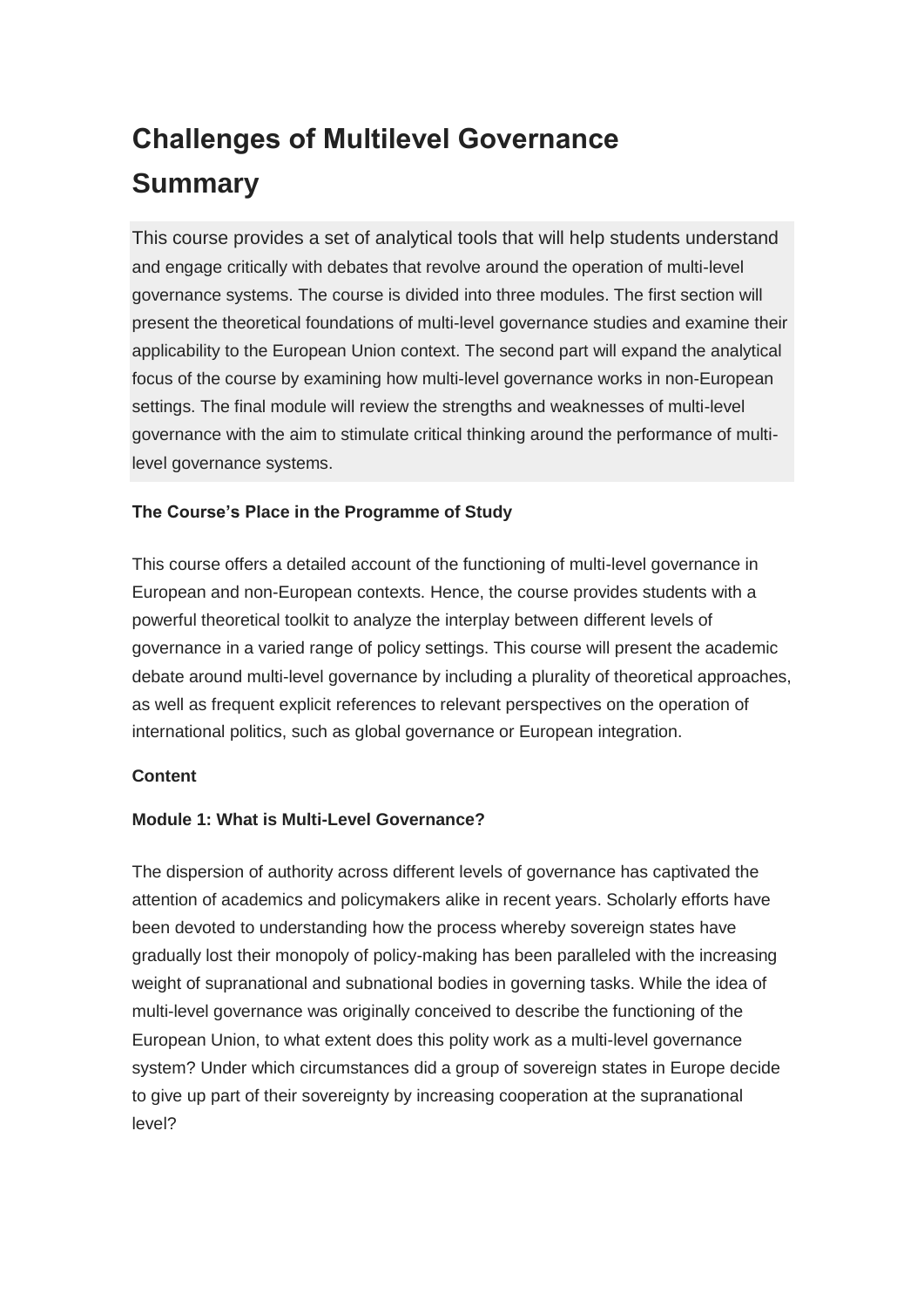# Challenges of Multilevel Governance

# Summary

This course provides a set of analytical tools that will help students understand and engage critically with debates that revolve around the operation of multi-level governance systems. The course is divided into three modules. The first section will present the theoretical foundations of multi-level governance studies and examine their applicability to the European Union context. The second part will expand the analytical focus of the course by examining how multi-level governance works in non-European settings. The final module will review the strengths and weaknesses of multi-level governance with the aim to stimulate critical thinking around the performance of multi-level governance systems.

**The Course's Place in the Programme of Study**

This course offers a detailed account of the functioning of multi-level governance in European and non-European contexts. Hence, the course provides students with a powerful theoretical toolkit to analyze the interplay between different levels of governance in a varied range of policy settings. This course will present the academic debate around multi-level governance by including a plurality of theoretical approaches, as well as frequent explicit references to relevant perspectives on the operation of international politics, such as global governance or European integration.

**Content**

**Module 1: What is Multi-Level Governance?**

The dispersion of authority across different levels of governance has captivated the attention of academics and policymakers alike in recent years. Scholarly efforts have been devoted to understanding how the process whereby sovereign states have gradually lost their monopoly of policy-making has been paralleled with the increasing weight of supranational and subnational bodies in governing tasks. While the idea of multi-level governance was originally conceived to describe the functioning of the European Union, to what extent does this polity work as a multi-level governance system? Under which circumstances did a group of sovereign states in Europe decide to give up part of their sovereignty by increasing cooperation at the supranational level?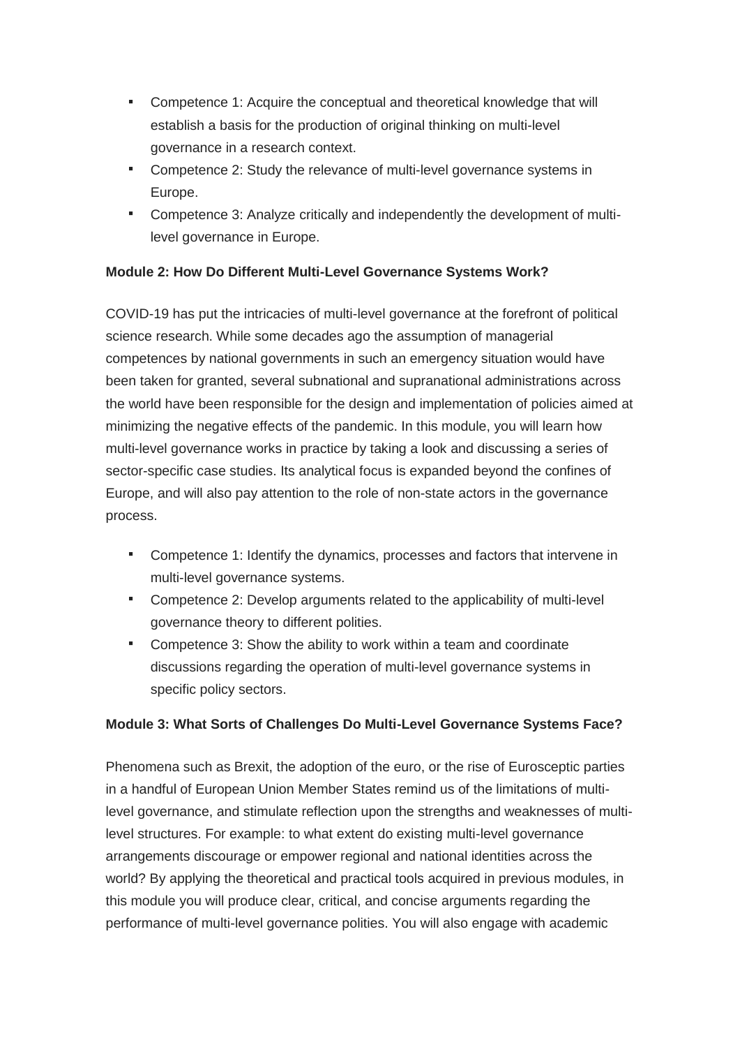- Competence 1: Acquire the conceptual and theoretical knowledge that will establish a basis for the production of original thinking on multi-level governance in a research context.
- Competence 2: Study the relevance of multi-level governance systems in Europe.
- Competence 3: Analyze critically and independently the development of multi-level governance in Europe.

**Module 2: How Do Different Multi-Level Governance Systems Work?**

COVID-19 has put the intricacies of multi-level governance at the forefront of political science research. While some decades ago the assumption of managerial competences by national governments in such an emergency situation would have been taken for granted, several subnational and supranational administrations across the world have been responsible for the design and implementation of policies aimed at minimizing the negative effects of the pandemic. In this module, you will learn how multi-level governance works in practice by taking a look and discussing a series of sector-specific case studies. Its analytical focus is expanded beyond the confines of Europe, and will also pay attention to the role of non-state actors in the governance process.

- Competence 1: Identify the dynamics, processes and factors that intervene in multi-level governance systems.
- Competence 2: Develop arguments related to the applicability of multi-level governance theory to different polities.
- Competence 3: Show the ability to work within a team and coordinate discussions regarding the operation of multi-level governance systems in specific policy sectors.

**Module 3: What Sorts of Challenges Do Multi-Level Governance Systems Face?**

Phenomena such as Brexit, the adoption of the euro, or the rise of Eurosceptic parties in a handful of European Union Member States remind us of the limitations of multi-level governance, and stimulate reflection upon the strengths and weaknesses of multi-level structures. For example: to what extent do existing multi-level governance arrangements discourage or empower regional and national identities across the world? By applying the theoretical and practical tools acquired in previous modules, in this module you will produce clear, critical, and concise arguments regarding the performance of multi-level governance polities. You will also engage with academic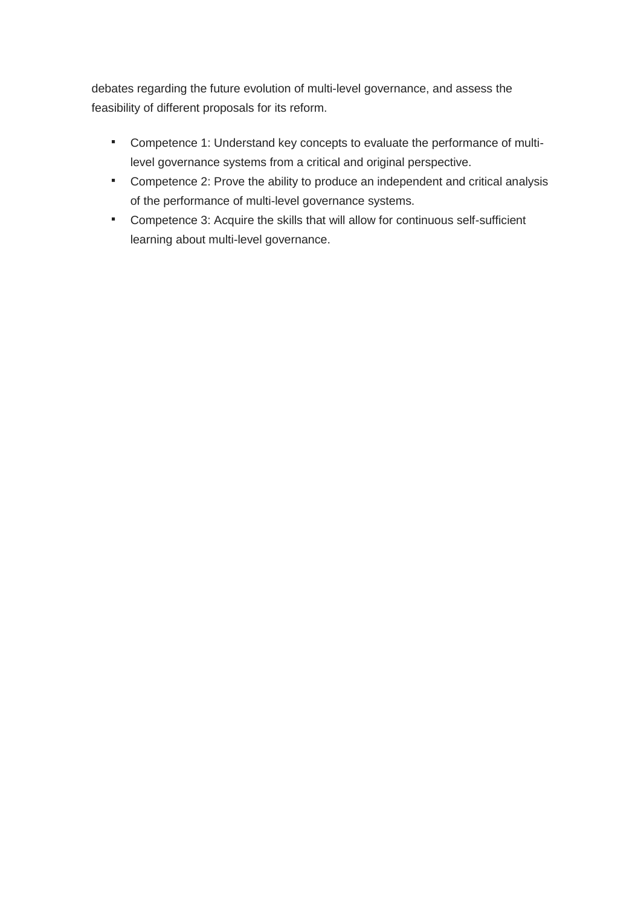debates regarding the future evolution of multi-level governance, and assess the feasibility of different proposals for its reform.

- Competence 1: Understand key concepts to evaluate the performance of multi-level governance systems from a critical and original perspective.
- Competence 2: Prove the ability to produce an independent and critical analysis of the performance of multi-level governance systems.
- Competence 3: Acquire the skills that will allow for continuous self-sufficient learning about multi-level governance.